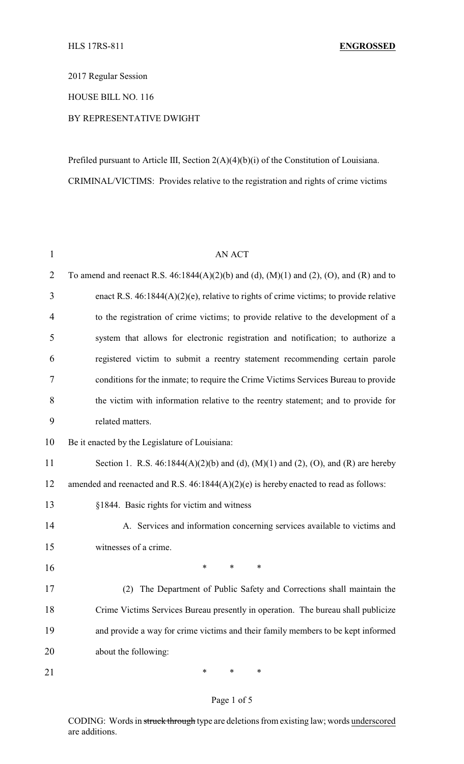HLS 17RS-811 **ENGROSSED**

2017 Regular Session

HOUSE BILL NO. 116

BY REPRESENTATIVE DWIGHT

Prefiled pursuant to Article III, Section 2(A)(4)(b)(i) of the Constitution of Louisiana.

CRIMINAL/VICTIMS: Provides relative to the registration and rights of crime victims

AN ACT

To amend and reenact R.S. 46:1844(A)(2)(b) and (d), (M)(1) and (2), (O), and (R) and to enact R.S. 46:1844(A)(2)(e), relative to rights of crime victims; to provide relative to the registration of crime victims; to provide relative to the development of a system that allows for electronic registration and notification; to authorize a registered victim to submit a reentry statement recommending certain parole conditions for the inmate; to require the Crime Victims Services Bureau to provide the victim with information relative to the reentry statement; and to provide for related matters.

Be it enacted by the Legislature of Louisiana:

Section 1. R.S. 46:1844(A)(2)(b) and (d), (M)(1) and (2), (O), and (R) are hereby amended and reenacted and R.S. 46:1844(A)(2)(e) is hereby enacted to read as follows:

§1844. Basic rights for victim and witness

A. Services and information concerning services available to victims and witnesses of a crime.

\* \* \*

(2) The Department of Public Safety and Corrections shall maintain the Crime Victims Services Bureau presently in operation. The bureau shall publicize and provide a way for crime victims and their family members to be kept informed about the following:

\* \* \*

CODING: Words in ~~struck through~~ type are deletions from existing law; words <u>underscored</u> are additions.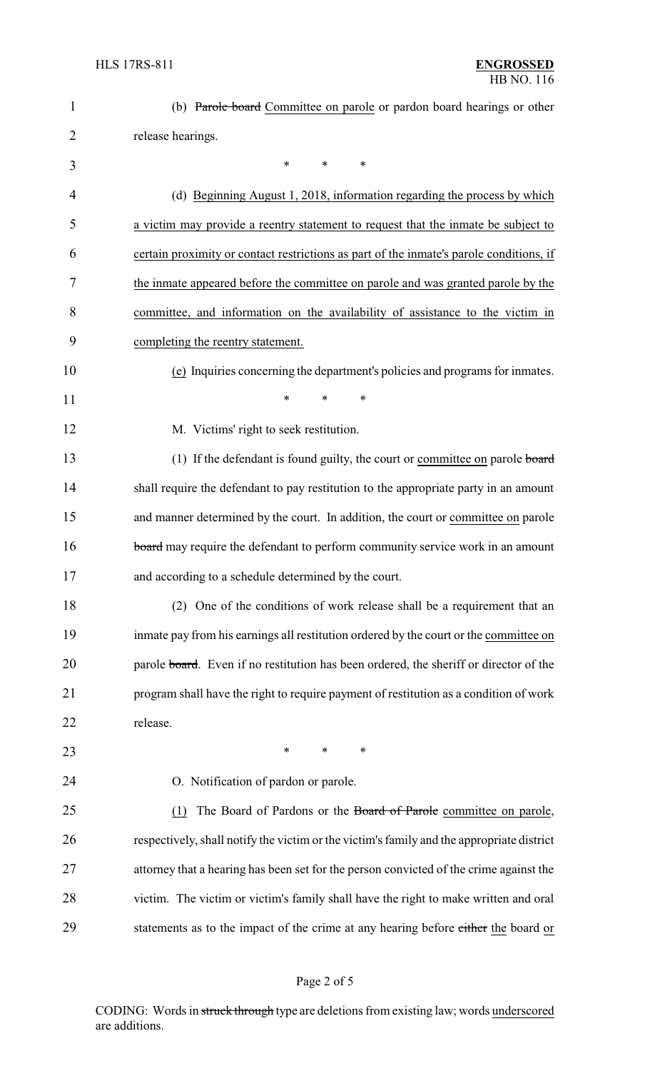(b) ~~Parole board~~ Committee on parole or pardon board hearings or other release hearings.

\* \* \*

(d) Beginning August 1, 2018, information regarding the process by which a victim may provide a reentry statement to request that the inmate be subject to certain proximity or contact restrictions as part of the inmate's parole conditions, if the inmate appeared before the committee on parole and was granted parole by the committee, and information on the availability of assistance to the victim in completing the reentry statement.

(e) Inquiries concerning the department's policies and programs for inmates.

\* \* \*

M. Victims' right to seek restitution.

(1) If the defendant is found guilty, the court or committee on parole ~~board~~ shall require the defendant to pay restitution to the appropriate party in an amount and manner determined by the court. In addition, the court or committee on parole ~~board~~ may require the defendant to perform community service work in an amount and according to a schedule determined by the court.

(2) One of the conditions of work release shall be a requirement that an inmate pay from his earnings all restitution ordered by the court or the committee on parole ~~board~~. Even if no restitution has been ordered, the sheriff or director of the program shall have the right to require payment of restitution as a condition of work release.

\* \* \*

O. Notification of pardon or parole.

(1) The Board of Pardons or the ~~Board of Parole~~ committee on parole, respectively, shall notify the victim or the victim's family and the appropriate district attorney that a hearing has been set for the person convicted of the crime against the victim. The victim or victim's family shall have the right to make written and oral statements as to the impact of the crime at any hearing before ~~either~~ the board or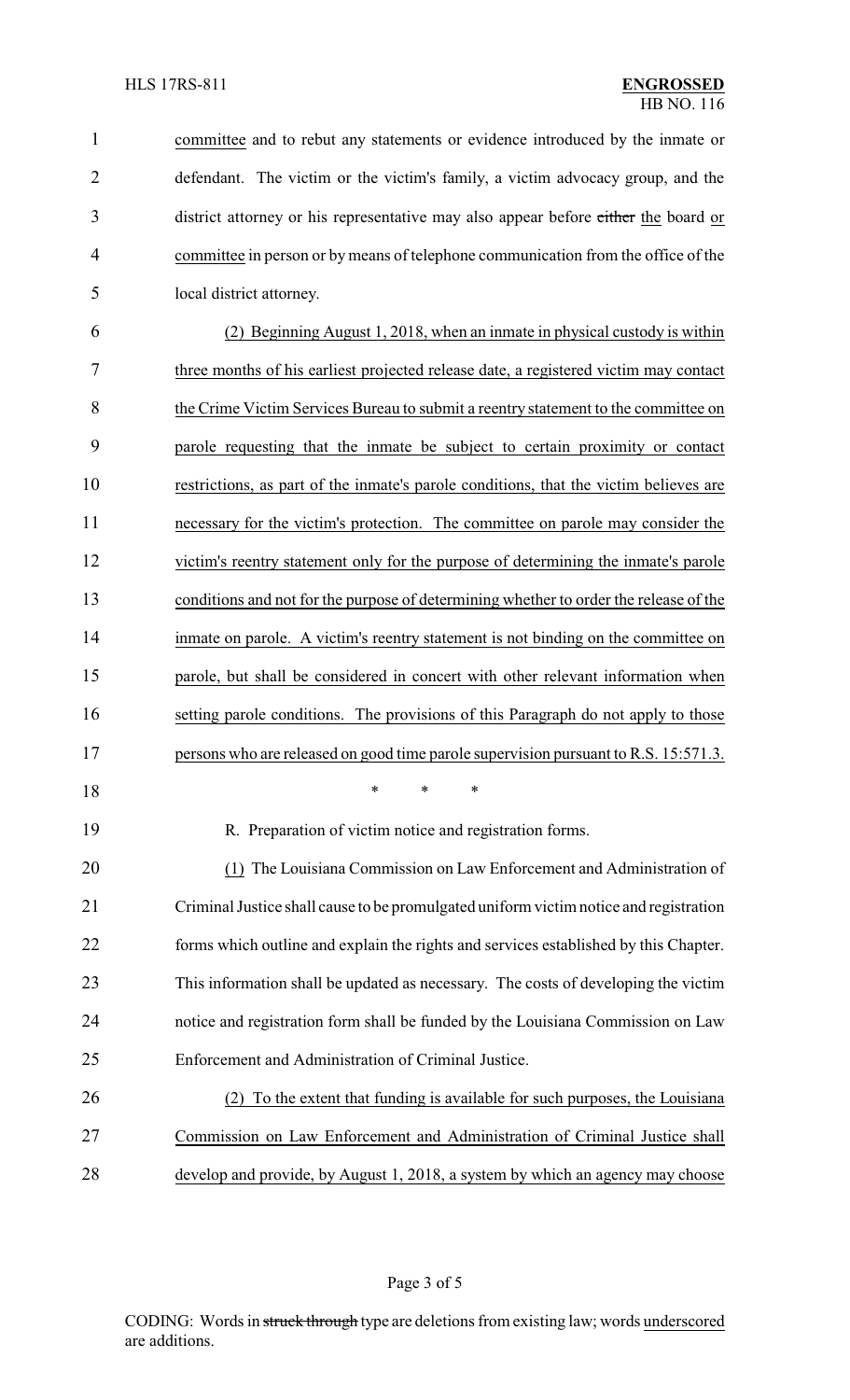committee and to rebut any statements or evidence introduced by the inmate or defendant. The victim or the victim's family, a victim advocacy group, and the district attorney or his representative may also appear before ~~either~~ the board or committee in person or by means of telephone communication from the office of the local district attorney.

(2) Beginning August 1, 2018, when an inmate in physical custody is within three months of his earliest projected release date, a registered victim may contact the Crime Victim Services Bureau to submit a reentry statement to the committee on parole requesting that the inmate be subject to certain proximity or contact restrictions, as part of the inmate's parole conditions, that the victim believes are necessary for the victim's protection. The committee on parole may consider the victim's reentry statement only for the purpose of determining the inmate's parole conditions and not for the purpose of determining whether to order the release of the inmate on parole. A victim's reentry statement is not binding on the committee on parole, but shall be considered in concert with other relevant information when setting parole conditions. The provisions of this Paragraph do not apply to those persons who are released on good time parole supervision pursuant to R.S. 15:571.3.

\* \* \*

R. Preparation of victim notice and registration forms.

(1) The Louisiana Commission on Law Enforcement and Administration of Criminal Justice shall cause to be promulgated uniform victim notice and registration forms which outline and explain the rights and services established by this Chapter. This information shall be updated as necessary. The costs of developing the victim notice and registration form shall be funded by the Louisiana Commission on Law Enforcement and Administration of Criminal Justice.

(2) To the extent that funding is available for such purposes, the Louisiana Commission on Law Enforcement and Administration of Criminal Justice shall develop and provide, by August 1, 2018, a system by which an agency may choose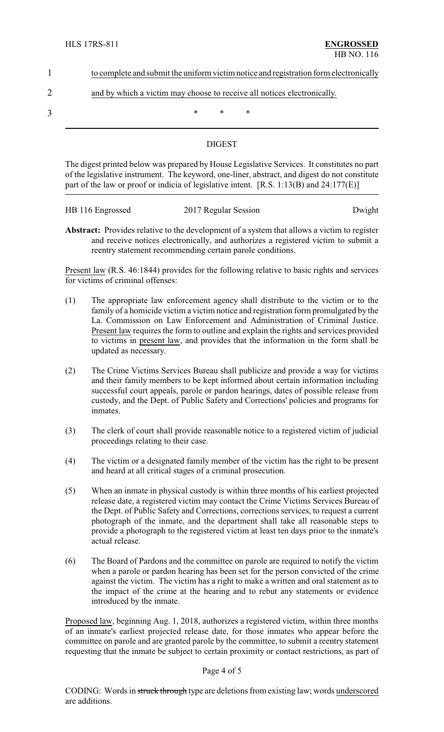to complete and submit the uniform victim notice and registration form electronically and by which a victim may choose to receive all notices electronically.

\* \* \*

## DIGEST

The digest printed below was prepared by House Legislative Services. It constitutes no part of the legislative instrument. The keyword, one-liner, abstract, and digest do not constitute part of the law or proof or indicia of legislative intent. [R.S. 1:13(B) and 24:177(E)]

HB 116 Engrossed — 2017 Regular Session — Dwight

**Abstract:** Provides relative to the development of a system that allows a victim to register and receive notices electronically, and authorizes a registered victim to submit a reentry statement recommending certain parole conditions.

Present law (R.S. 46:1844) provides for the following relative to basic rights and services for victims of criminal offenses:

(1) The appropriate law enforcement agency shall distribute to the victim or to the family of a homicide victim a victim notice and registration form promulgated by the La. Commission on Law Enforcement and Administration of Criminal Justice. Present law requires the form to outline and explain the rights and services provided to victims in present law, and provides that the information in the form shall be updated as necessary.

(2) The Crime Victims Services Bureau shall publicize and provide a way for victims and their family members to be kept informed about certain information including successful court appeals, parole or pardon hearings, dates of possible release from custody, and the Dept. of Public Safety and Corrections' policies and programs for inmates.

(3) The clerk of court shall provide reasonable notice to a registered victim of judicial proceedings relating to their case.

(4) The victim or a designated family member of the victim has the right to be present and heard at all critical stages of a criminal prosecution.

(5) When an inmate in physical custody is within three months of his earliest projected release date, a registered victim may contact the Crime Victims Services Bureau of the Dept. of Public Safety and Corrections, corrections services, to request a current photograph of the inmate, and the department shall take all reasonable steps to provide a photograph to the registered victim at least ten days prior to the inmate's actual release.

(6) The Board of Pardons and the committee on parole are required to notify the victim when a parole or pardon hearing has been set for the person convicted of the crime against the victim. The victim has a right to make a written and oral statement as to the impact of the crime at the hearing and to rebut any statements or evidence introduced by the inmate.

Proposed law, beginning Aug. 1, 2018, authorizes a registered victim, within three months of an inmate's earliest projected release date, for those inmates who appear before the committee on parole and are granted parole by the committee, to submit a reentry statement requesting that the inmate be subject to certain proximity or contact restrictions, as part of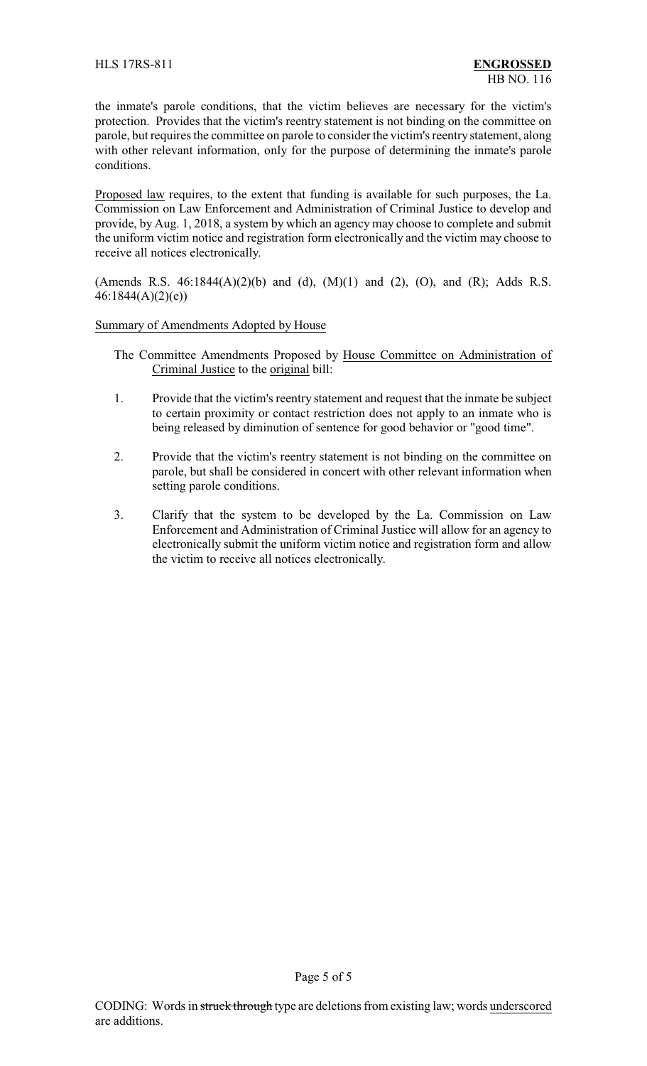the inmate's parole conditions, that the victim believes are necessary for the victim's protection. Provides that the victim's reentry statement is not binding on the committee on parole, but requires the committee on parole to consider the victim's reentry statement, along with other relevant information, only for the purpose of determining the inmate's parole conditions.

Proposed law requires, to the extent that funding is available for such purposes, the La. Commission on Law Enforcement and Administration of Criminal Justice to develop and provide, by Aug. 1, 2018, a system by which an agency may choose to complete and submit the uniform victim notice and registration form electronically and the victim may choose to receive all notices electronically.

(Amends R.S. 46:1844(A)(2)(b) and (d), (M)(1) and (2), (O), and (R); Adds R.S. 46:1844(A)(2)(e))

Summary of Amendments Adopted by House

The Committee Amendments Proposed by House Committee on Administration of Criminal Justice to the original bill:

1. Provide that the victim's reentry statement and request that the inmate be subject to certain proximity or contact restriction does not apply to an inmate who is being released by diminution of sentence for good behavior or "good time".

2. Provide that the victim's reentry statement is not binding on the committee on parole, but shall be considered in concert with other relevant information when setting parole conditions.

3. Clarify that the system to be developed by the La. Commission on Law Enforcement and Administration of Criminal Justice will allow for an agency to electronically submit the uniform victim notice and registration form and allow the victim to receive all notices electronically.

CODING: Words in ~~struck through~~ type are deletions from existing law; words underscored are additions.